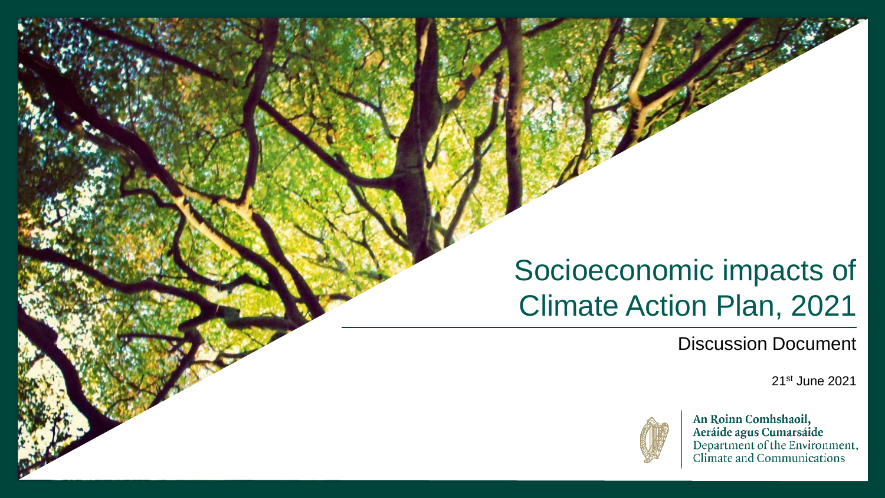# Socioeconomic impacts of Climate Action Plan, 2021

Discussion Document

21st June 2021

An Roinn Comhshaoil, Aeráide agus Cumarsáide
Department of the Environment, Climate and Communications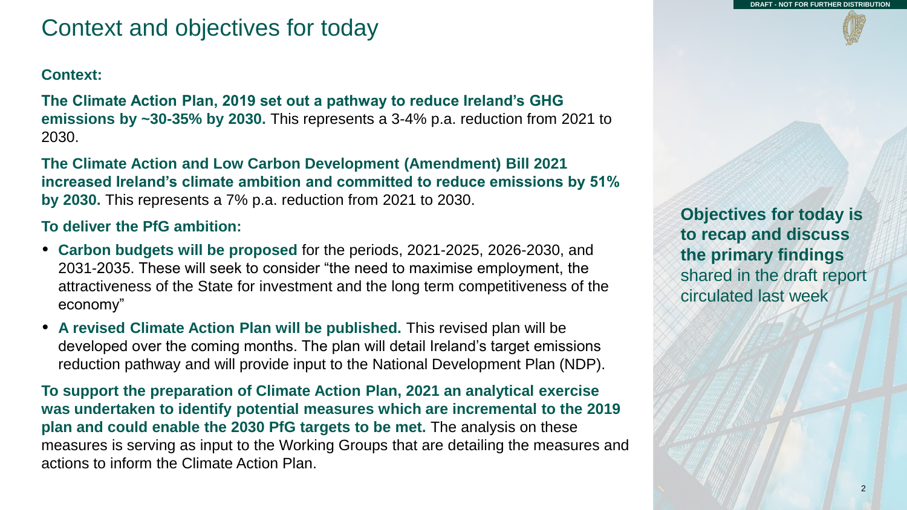# Context and objectives for today

DRAFT - NOT FOR FURTHER DISTRIBUTION

**Context:**

**The Climate Action Plan, 2019 set out a pathway to reduce Ireland's GHG emissions by ~30-35% by 2030.** This represents a 3-4% p.a. reduction from 2021 to 2030.

**The Climate Action and Low Carbon Development (Amendment) Bill 2021 increased Ireland's climate ambition and committed to reduce emissions by 51% by 2030.** This represents a 7% p.a. reduction from 2021 to 2030.

**To deliver the PfG ambition:**

- **Carbon budgets will be proposed** for the periods, 2021-2025, 2026-2030, and 2031-2035. These will seek to consider "the need to maximise employment, the attractiveness of the State for investment and the long term competitiveness of the economy"
- **A revised Climate Action Plan will be published.** This revised plan will be developed over the coming months. The plan will detail Ireland's target emissions reduction pathway and will provide input to the National Development Plan (NDP).

**To support the preparation of Climate Action Plan, 2021 an analytical exercise was undertaken to identify potential measures which are incremental to the 2019 plan and could enable the 2030 PfG targets to be met.** The analysis on these measures is serving as input to the Working Groups that are detailing the measures and actions to inform the Climate Action Plan.

**Objectives for today is to recap and discuss the primary findings** shared in the draft report circulated last week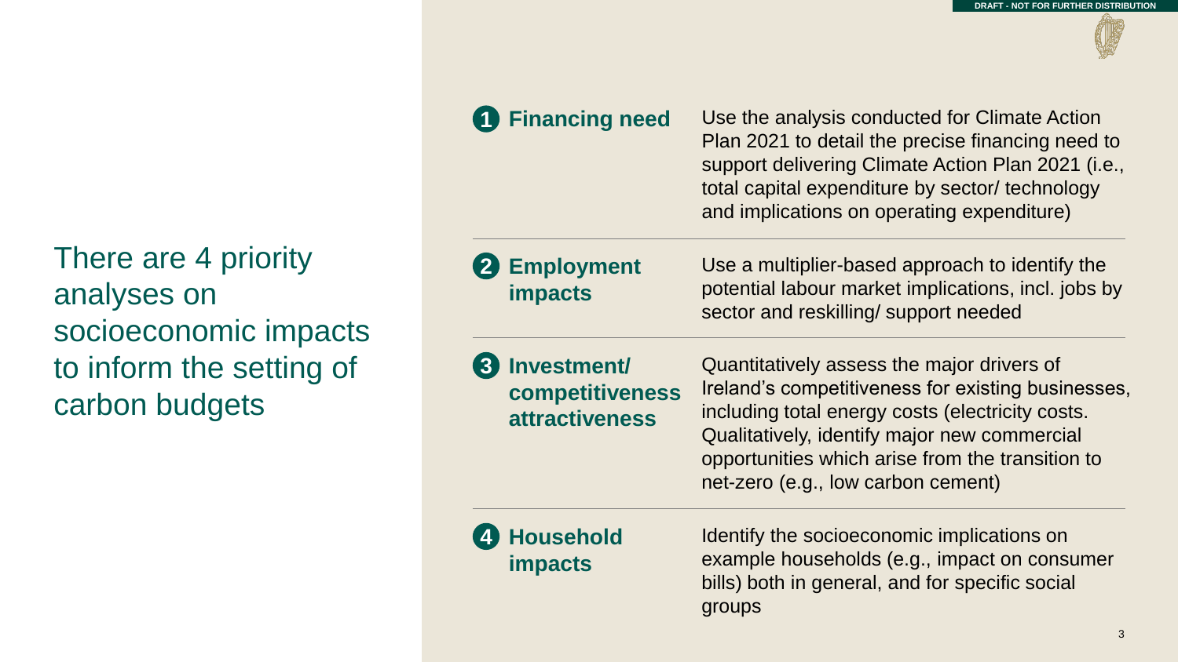DRAFT - NOT FOR FURTHER DISTRIBUTION

## There are 4 priority analyses on socioeconomic impacts to inform the setting of carbon budgets

| | |
|---|---|
| **1 Financing need** | Use the analysis conducted for Climate Action Plan 2021 to detail the precise financing need to support delivering Climate Action Plan 2021 (i.e., total capital expenditure by sector/ technology and implications on operating expenditure) |
| **2 Employment impacts** | Use a multiplier-based approach to identify the potential labour market implications, incl. jobs by sector and reskilling/ support needed |
| **3 Investment/ competitiveness attractiveness** | Quantitatively assess the major drivers of Ireland's competitiveness for existing businesses, including total energy costs (electricity costs. Qualitatively, identify major new commercial opportunities which arise from the transition to net-zero (e.g., low carbon cement) |
| **4 Household impacts** | Identify the socioeconomic implications on example households (e.g., impact on consumer bills) both in general, and for specific social groups |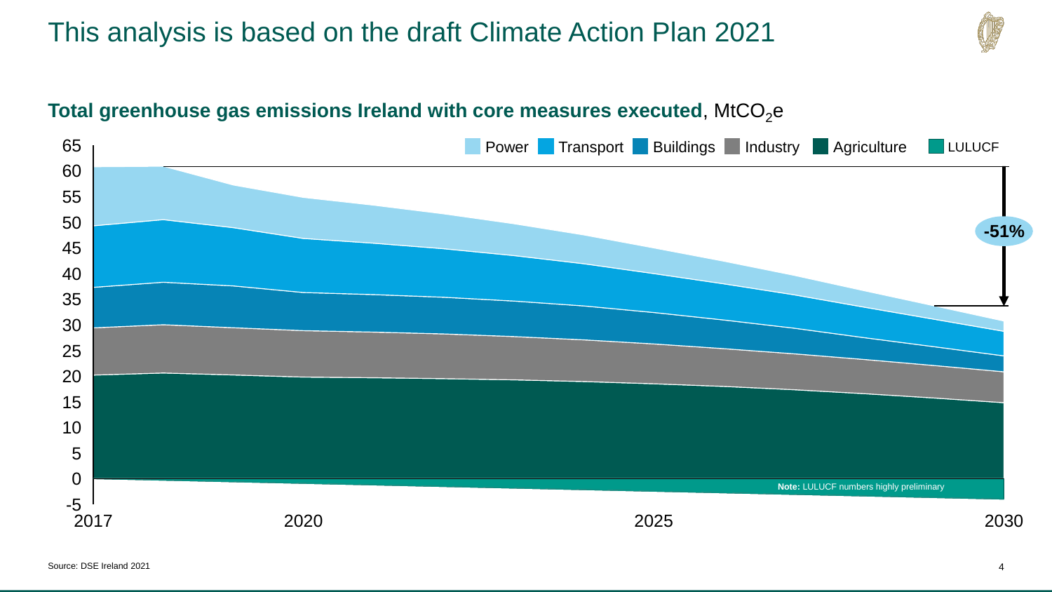# This analysis is based on the draft Climate Action Plan 2021

**Total greenhouse gas emissions Ireland with core measures executed**, $MtCO_2e$

Power | Transport | Buildings | Industry | Agriculture | LULUCF

-51%

**Note:** LULUCF numbers highly preliminary

Source: DSE Ireland 2021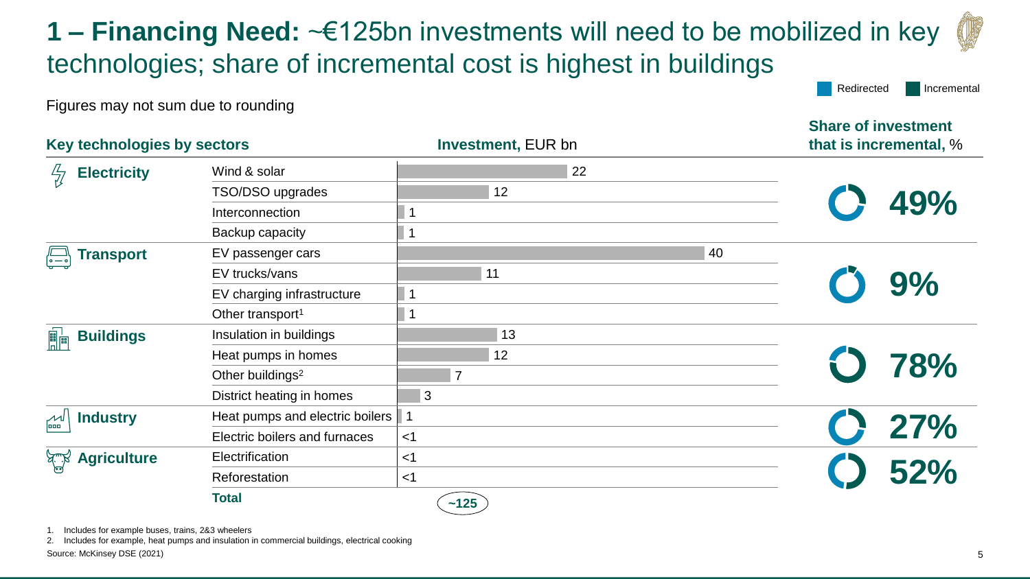# 1 – Financing Need: ~€125bn investments will need to be mobilized in key technologies; share of incremental cost is highest in buildings

Redirected | Incremental

Figures may not sum due to rounding

| Key technologies by sectors | | Investment, EUR bn | Share of investment that is incremental, % |
|---|---|---|---|
| Electricity | Wind & solar | 22 | 49% |
| | TSO/DSO upgrades | 12 | |
| | Interconnection | 1 | |
| | Backup capacity | 1 | |
| Transport | EV passenger cars | 40 | 9% |
| | EV trucks/vans | 11 | |
| | EV charging infrastructure | 1 | |
| | Other transport[1] | 1 | |
| Buildings | Insulation in buildings | 13 | 78% |
| | Heat pumps in homes | 12 | |
| | Other buildings[2] | 7 | |
| | District heating in homes | 3 | |
| Industry | Heat pumps and electric boilers | 1 | 27% |
| | Electric boilers and furnaces | <1 | |
| Agriculture | Electrification | <1 | 52% |
| | Reforestation | <1 | |
| | **Total** | **~125** | |

1. Includes for example buses, trains, 2&3 wheelers
2. Includes for example, heat pumps and insulation in commercial buildings, electrical cooking

Source: McKinsey DSE (2021)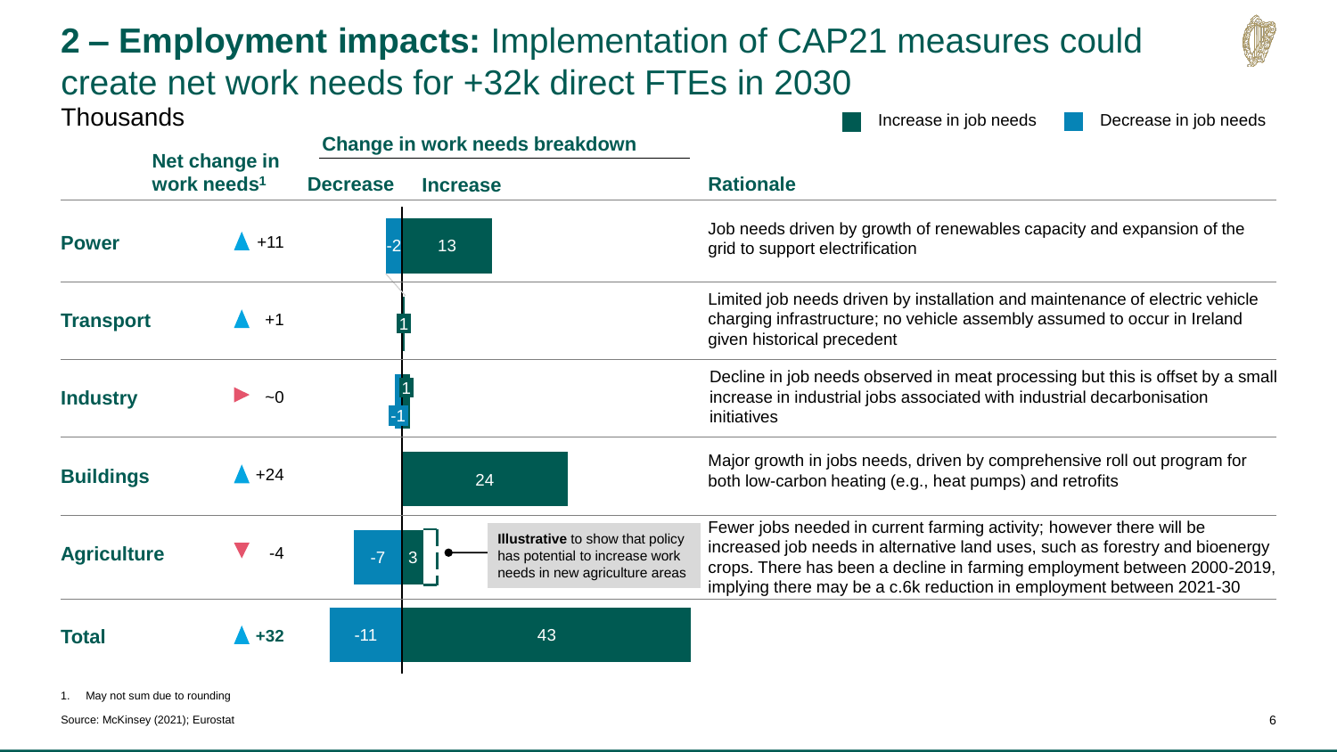# **2 – Employment impacts:** Implementation of CAP21 measures could create net work needs for +32k direct FTEs in 2030

Thousands

Increase in job needs | Decrease in job needs

| | Net change in work needs[1] | Change in work needs breakdown: Decrease | Change in work needs breakdown: Increase | Rationale |
|---|---|---|---|---|
| **Power** | ▲ +11 | -2 | 13 | Job needs driven by growth of renewables capacity and expansion of the grid to support electrification |
| **Transport** | ▲ +1 | | 1 | Limited job needs driven by installation and maintenance of electric vehicle charging infrastructure; no vehicle assembly assumed to occur in Ireland given historical precedent |
| **Industry** | ► ~0 | -1 | 1 | Decline in job needs observed in meat processing but this is offset by a small increase in industrial jobs associated with industrial decarbonisation initiatives |
| **Buildings** | ▲ +24 | | 24 | Major growth in jobs needs, driven by comprehensive roll out program for both low-carbon heating (e.g., heat pumps) and retrofits |
| **Agriculture** | ▼ -4 | -7 | 3 | Fewer jobs needed in current farming activity; however there will be increased job needs in alternative land uses, such as forestry and bioenergy crops. There has been a decline in farming employment between 2000-2019, implying there may be a c.6k reduction in employment between 2021-30 |
| **Total** | ▲ **+32** | -11 | 43 | |

**Illustrative** to show that policy has potential to increase work needs in new agriculture areas

1. May not sum due to rounding

Source: McKinsey (2021); Eurostat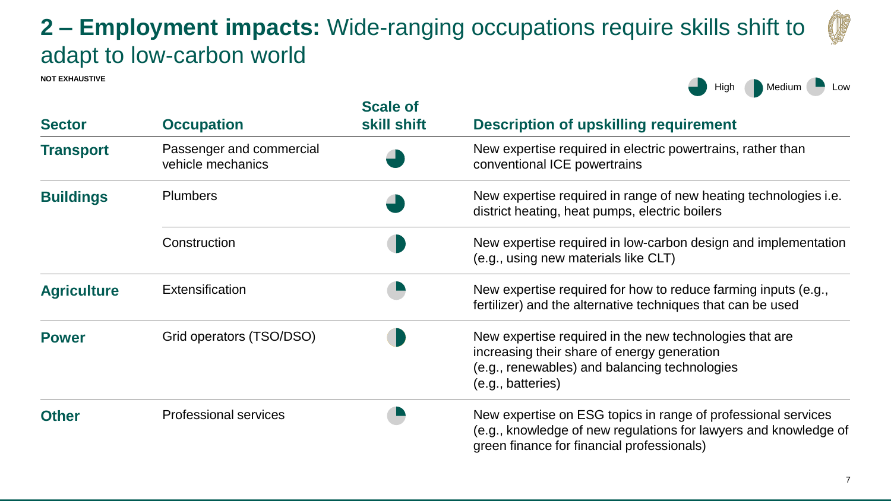# 2 – Employment impacts: Wide-ranging occupations require skills shift to adapt to low-carbon world

**NOT EXHAUSTIVE**

Scale of skill shift legend: High / Medium / Low

| Sector | Occupation | Scale of skill shift | Description of upskilling requirement |
|---|---|---|---|
| **Transport** | Passenger and commercial vehicle mechanics | High | New expertise required in electric powertrains, rather than conventional ICE powertrains |
| **Buildings** | Plumbers | High | New expertise required in range of new heating technologies i.e. district heating, heat pumps, electric boilers |
| | Construction | Medium | New expertise required in low-carbon design and implementation (e.g., using new materials like CLT) |
| **Agriculture** | Extensification | Low | New expertise required for how to reduce farming inputs (e.g., fertilizer) and the alternative techniques that can be used |
| **Power** | Grid operators (TSO/DSO) | Medium | New expertise required in the new technologies that are increasing their share of energy generation (e.g., renewables) and balancing technologies (e.g., batteries) |
| **Other** | Professional services | Low | New expertise on ESG topics in range of professional services (e.g., knowledge of new regulations for lawyers and knowledge of green finance for financial professionals) |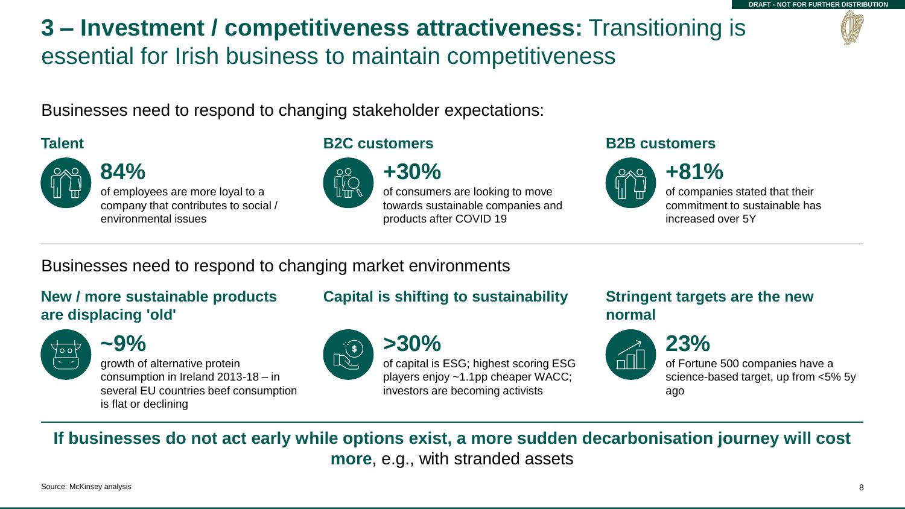DRAFT - NOT FOR FURTHER DISTRIBUTION

# **3 – Investment / competitiveness attractiveness:** Transitioning is essential for Irish business to maintain competitiveness

Businesses need to respond to changing stakeholder expectations:

### Talent

**84%**
of employees are more loyal to a company that contributes to social / environmental issues

### B2C customers

**+30%**
of consumers are looking to move towards sustainable companies and products after COVID 19

### B2B customers

**+81%**
of companies stated that their commitment to sustainable has increased over 5Y

---

Businesses need to respond to changing market environments

### New / more sustainable products are displacing 'old'

**~9%**
growth of alternative protein consumption in Ireland 2013-18 – in several EU countries beef consumption is flat or declining

### Capital is shifting to sustainability

**>30%**
of capital is ESG; highest scoring ESG players enjoy ~1.1pp cheaper WACC; investors are becoming activists

### Stringent targets are the new normal

**23%**
of Fortune 500 companies have a science-based target, up from <5% 5y ago

---

**If businesses do not act early while options exist, a more sudden decarbonisation journey will cost more**, e.g., with stranded assets

Source: McKinsey analysis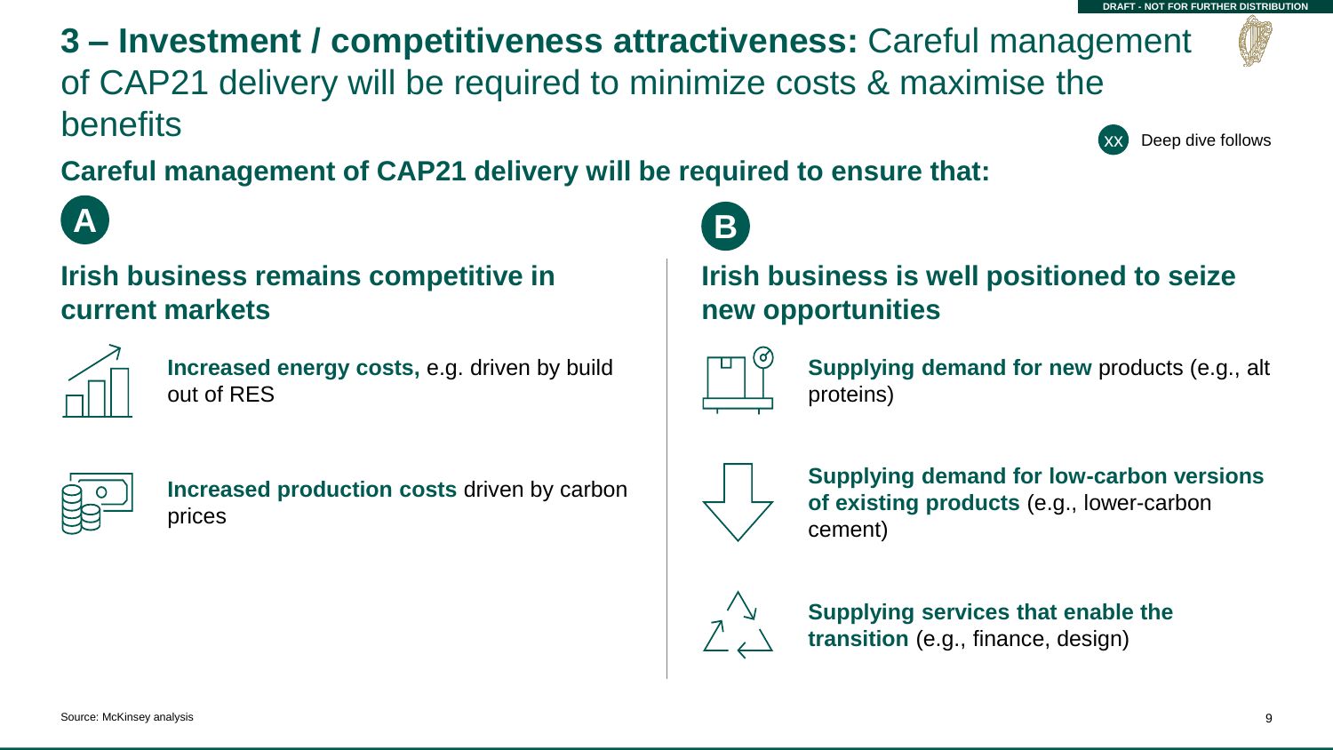# **3 – Investment / competitiveness attractiveness:** Careful management of CAP21 delivery will be required to minimize costs & maximise the benefits

XX Deep dive follows

## Careful management of CAP21 delivery will be required to ensure that:

### A — Irish business remains competitive in current markets

- **Increased energy costs,** e.g. driven by build out of RES
- **Increased production costs** driven by carbon prices

### B — Irish business is well positioned to seize new opportunities

- **Supplying demand for new** products (e.g., alt proteins)
- **Supplying demand for low-carbon versions of existing products** (e.g., lower-carbon cement)
- **Supplying services that enable the transition** (e.g., finance, design)

Source: McKinsey analysis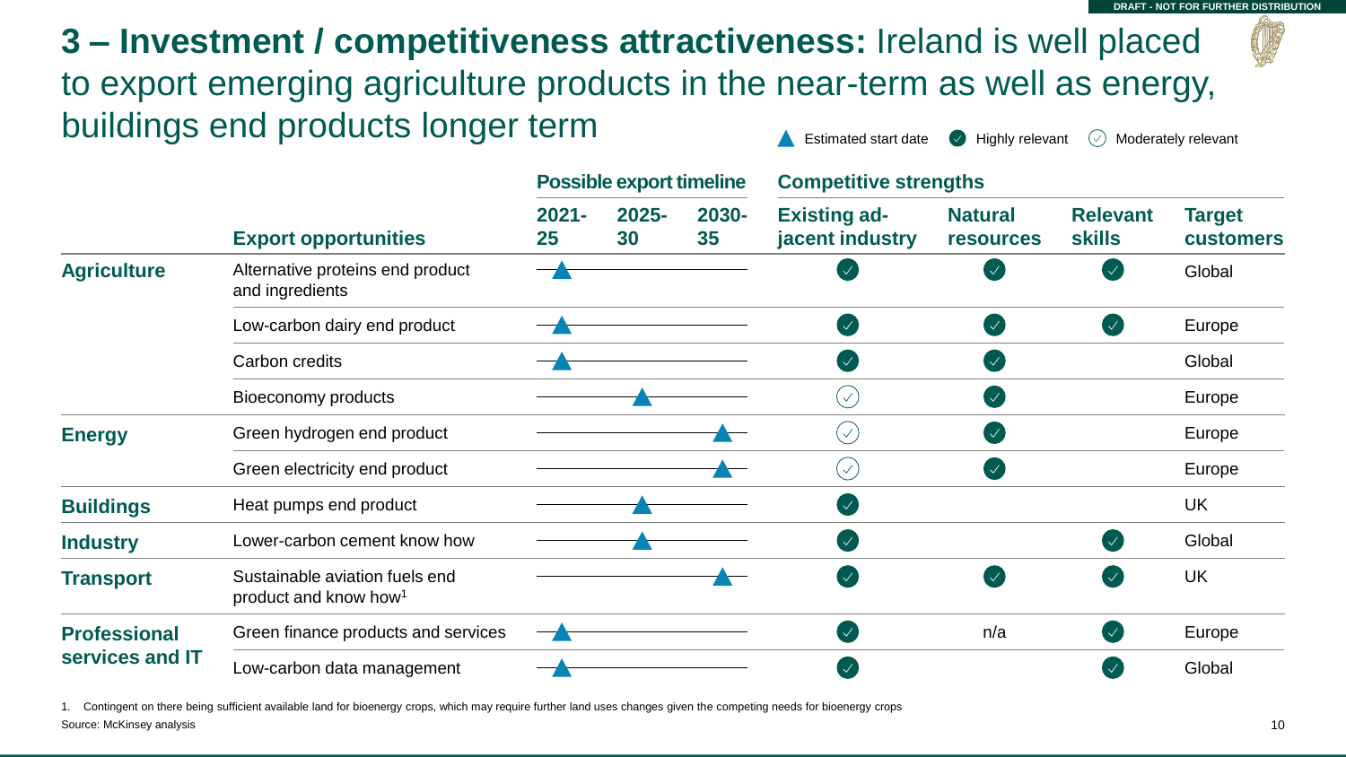DRAFT - NOT FOR FURTHER DISTRIBUTION

# 3 – Investment / competitiveness attractiveness: Ireland is well placed to export emerging agriculture products in the near-term as well as energy, buildings end products longer term

▲ Estimated start date ● Highly relevant ○ Moderately relevant

| | Export opportunities | Possible export timeline (estimated start date) | Existing ad-jacent industry | Natural resources | Relevant skills | Target customers |
|---|---|---|---|---|---|---|
| **Agriculture** | Alternative proteins end product and ingredients | 2021-25 | Highly relevant | Highly relevant | Highly relevant | Global |
| | Low-carbon dairy end product | 2021-25 | Highly relevant | Highly relevant | Highly relevant | Europe |
| | Carbon credits | 2021-25 | Highly relevant | Highly relevant | | Global |
| | Bioeconomy products | 2025-30 | Moderately relevant | Highly relevant | | Europe |
| **Energy** | Green hydrogen end product | 2030-35 | Moderately relevant | Highly relevant | | Europe |
| | Green electricity end product | 2030-35 | Moderately relevant | Highly relevant | | Europe |
| **Buildings** | Heat pumps end product | 2025-30 | Highly relevant | | | UK |
| **Industry** | Lower-carbon cement know how | 2025-30 | Highly relevant | | Highly relevant | Global |
| **Transport** | Sustainable aviation fuels end product and know how[1] | 2030-35 | Highly relevant | Highly relevant | Highly relevant | UK |
| **Professional services and IT** | Green finance products and services | 2021-25 | Highly relevant | n/a | Highly relevant | Europe |
| | Low-carbon data management | 2021-25 | Highly relevant | | Highly relevant | Global |

1. Contingent on there being sufficient available land for bioenergy crops, which may require further land uses changes given the competing needs for bioenergy crops

Source: McKinsey analysis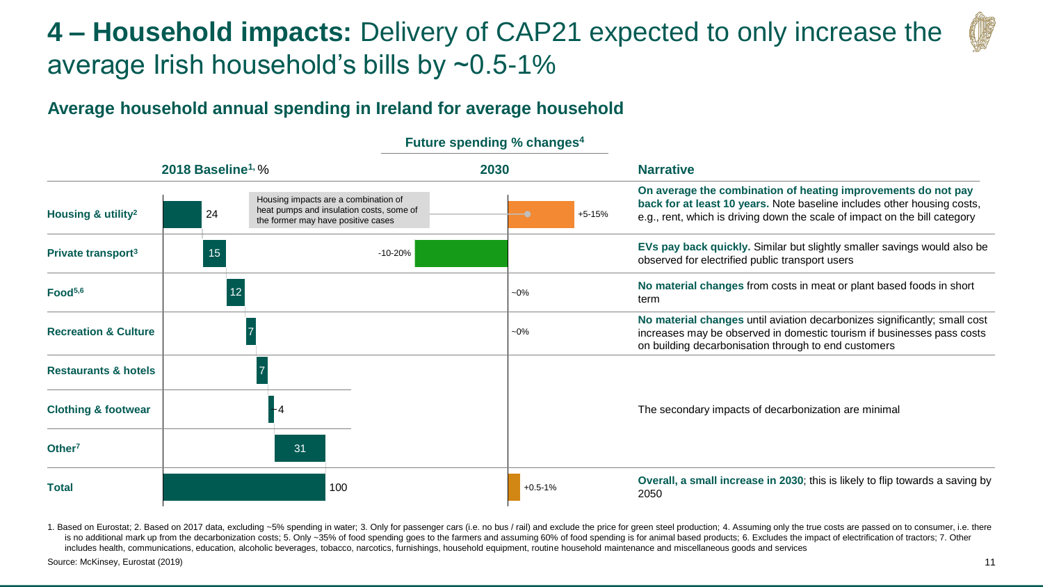# 4 – Household impacts: Delivery of CAP21 expected to only increase the average Irish household's bills by ~0.5-1%

## Average household annual spending in Ireland for average household

Future spending % changes[4]

| | 2018 Baseline[1], % | 2030 | Narrative |
|---|---|---|---|
| Housing & utility[2] | 24 | +5-15% | **On average the combination of heating improvements do not pay back for at least 10 years.** Note baseline includes other housing costs, e.g., rent, which is driving down the scale of impact on the bill category |
| Private transport[3] | 15 | -10-20% | **EVs pay back quickly.** Similar but slightly smaller savings would also be observed for electrified public transport users |
| Food[5,6] | 12 | ~0% | **No material changes** from costs in meat or plant based foods in short term |
| Recreation & Culture | 7 | ~0% | **No material changes** until aviation decarbonizes significantly; small cost increases may be observed in domestic tourism if businesses pass costs on building decarbonisation through to end customers |
| Restaurants & hotels | 7 | | The secondary impacts of decarbonization are minimal |
| Clothing & footwear | 4 | | |
| Other[7] | 31 | | |
| Total | 100 | +0.5-1% | **Overall, a small increase in 2030**; this is likely to flip towards a saving by 2050 |

Housing impacts are a combination of heat pumps and insulation costs, some of the former may have positive cases

1. Based on Eurostat; 2. Based on 2017 data, excluding ~5% spending in water; 3. Only for passenger cars (i.e. no bus / rail) and exclude the price for green steel production; 4. Assuming only the true costs are passed on to consumer, i.e. there is no additional mark up from the decarbonization costs; 5. Only ~35% of food spending goes to the farmers and assuming 60% of food spending is for animal based products; 6. Excludes the impact of electrification of tractors; 7. Other includes health, communications, education, alcoholic beverages, tobacco, narcotics, furnishings, household equipment, routine household maintenance and miscellaneous goods and services

Source: McKinsey, Eurostat (2019)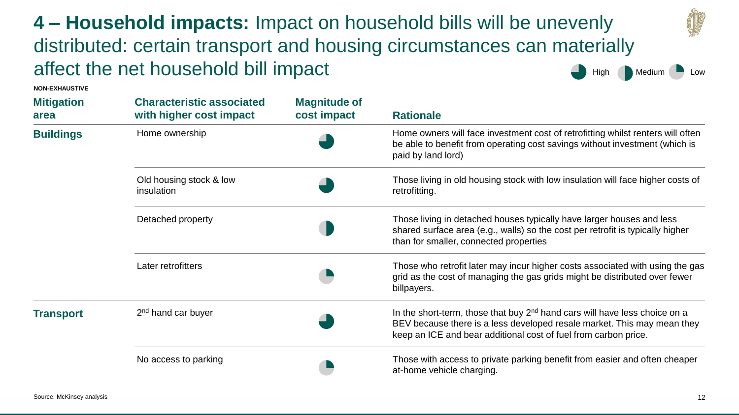# 4 – Household impacts: Impact on household bills will be unevenly distributed: certain transport and housing circumstances can materially affect the net household bill impact

High | Medium | Low

**NON-EXHAUSTIVE**

| Mitigation area | Characteristic associated with higher cost impact | Magnitude of cost impact | Rationale |
|---|---|---|---|
| **Buildings** | Home ownership | High | Home owners will face investment cost of retrofitting whilst renters will often be able to benefit from operating cost savings without investment (which is paid by land lord) |
| | Old housing stock & low insulation | High | Those living in old housing stock with low insulation will face higher costs of retrofitting. |
| | Detached property | Medium | Those living in detached houses typically have larger houses and less shared surface area (e.g., walls) so the cost per retrofit is typically higher than for smaller, connected properties |
| | Later retrofitters | Low | Those who retrofit later may incur higher costs associated with using the gas grid as the cost of managing the gas grids might be distributed over fewer billpayers. |
| **Transport** | 2nd hand car buyer | High | In the short-term, those that buy 2nd hand cars will have less choice on a BEV because there is a less developed resale market. This may mean they keep an ICE and bear additional cost of fuel from carbon price. |
| | No access to parking | Low | Those with access to private parking benefit from easier and often cheaper at-home vehicle charging. |

Source: McKinsey analysis